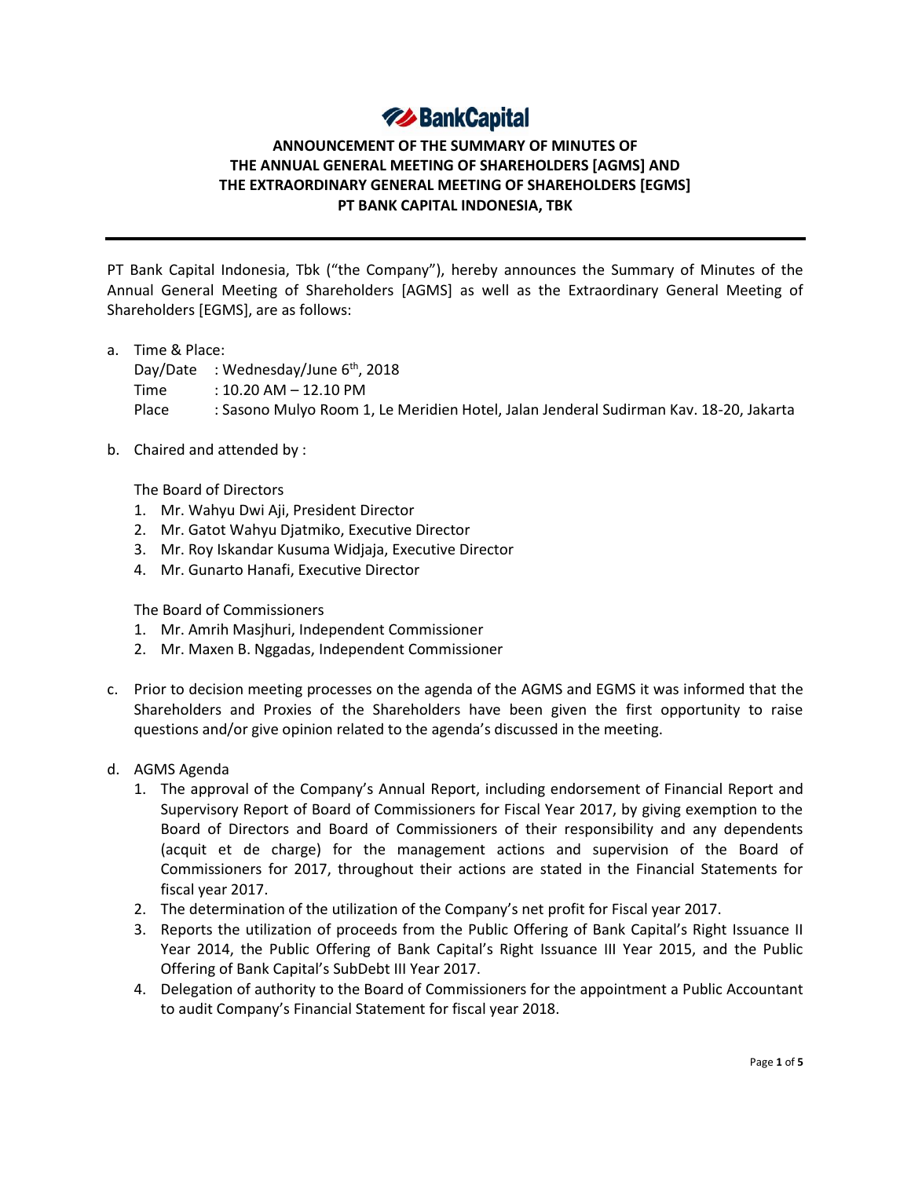**BankCapital**

# ANNOUNCEMENT OF THE SUMMARY OF MINUTES OF THE ANNUAL GENERAL MEETING OF SHAREHOLDERS [AGMS] AND THE EXTRAORDINARY GENERAL MEETING OF SHAREHOLDERS [EGMS] PT BANK CAPITAL INDONESIA, TBK

PT Bank Capital Indonesia, Tbk ("the Company"), hereby announces the Summary of Minutes of the Annual General Meeting of Shareholders [AGMS] as well as the Extraordinary General Meeting of Shareholders [EGMS], are as follows:

a. Time & Place:

   Day/Date : Wednesday/June 6th, 2018

   Time : 10.20 AM – 12.10 PM

   Place : Sasono Mulyo Room 1, Le Meridien Hotel, Jalan Jenderal Sudirman Kav. 18-20, Jakarta

b. Chaired and attended by :

   The Board of Directors
   1. Mr. Wahyu Dwi Aji, President Director
   2. Mr. Gatot Wahyu Djatmiko, Executive Director
   3. Mr. Roy Iskandar Kusuma Widjaja, Executive Director
   4. Mr. Gunarto Hanafi, Executive Director

   The Board of Commissioners
   1. Mr. Amrih Masjhuri, Independent Commissioner
   2. Mr. Maxen B. Nggadas, Independent Commissioner

c. Prior to decision meeting processes on the agenda of the AGMS and EGMS it was informed that the Shareholders and Proxies of the Shareholders have been given the first opportunity to raise questions and/or give opinion related to the agenda's discussed in the meeting.

d. AGMS Agenda
   1. The approval of the Company's Annual Report, including endorsement of Financial Report and Supervisory Report of Board of Commissioners for Fiscal Year 2017, by giving exemption to the Board of Directors and Board of Commissioners of their responsibility and any dependents (acquit et de charge) for the management actions and supervision of the Board of Commissioners for 2017, throughout their actions are stated in the Financial Statements for fiscal year 2017.
   2. The determination of the utilization of the Company's net profit for Fiscal year 2017.
   3. Reports the utilization of proceeds from the Public Offering of Bank Capital's Right Issuance II Year 2014, the Public Offering of Bank Capital's Right Issuance III Year 2015, and the Public Offering of Bank Capital's SubDebt III Year 2017.
   4. Delegation of authority to the Board of Commissioners for the appointment a Public Accountant to audit Company's Financial Statement for fiscal year 2018.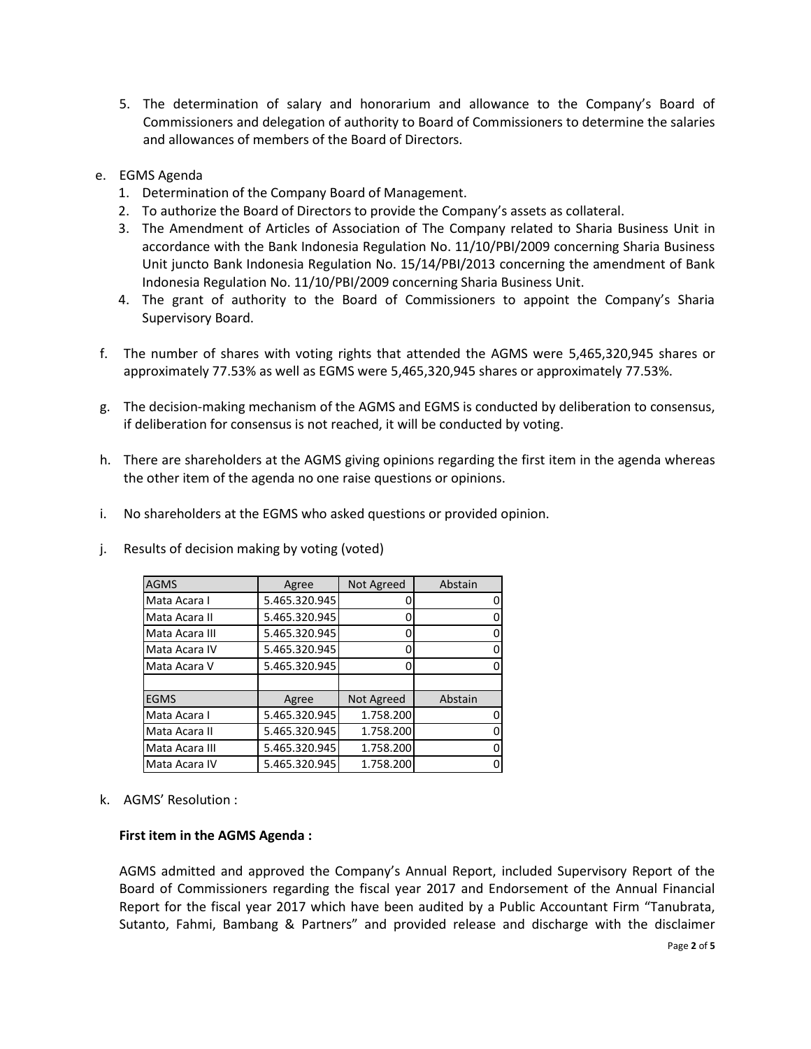5. The determination of salary and honorarium and allowance to the Company's Board of Commissioners and delegation of authority to Board of Commissioners to determine the salaries and allowances of members of the Board of Directors.

e. EGMS Agenda
   1. Determination of the Company Board of Management.
   2. To authorize the Board of Directors to provide the Company's assets as collateral.
   3. The Amendment of Articles of Association of The Company related to Sharia Business Unit in accordance with the Bank Indonesia Regulation No. 11/10/PBI/2009 concerning Sharia Business Unit juncto Bank Indonesia Regulation No. 15/14/PBI/2013 concerning the amendment of Bank Indonesia Regulation No. 11/10/PBI/2009 concerning Sharia Business Unit.
   4. The grant of authority to the Board of Commissioners to appoint the Company's Sharia Supervisory Board.

f. The number of shares with voting rights that attended the AGMS were 5,465,320,945 shares or approximately 77.53% as well as EGMS were 5,465,320,945 shares or approximately 77.53%.

g. The decision-making mechanism of the AGMS and EGMS is conducted by deliberation to consensus, if deliberation for consensus is not reached, it will be conducted by voting.

h. There are shareholders at the AGMS giving opinions regarding the first item in the agenda whereas the other item of the agenda no one raise questions or opinions.

i. No shareholders at the EGMS who asked questions or provided opinion.

j. Results of decision making by voting (voted)

| AGMS | Agree | Not Agreed | Abstain |
|---|---|---|---|
| Mata Acara I | 5.465.320.945 | 0 | 0 |
| Mata Acara II | 5.465.320.945 | 0 | 0 |
| Mata Acara III | 5.465.320.945 | 0 | 0 |
| Mata Acara IV | 5.465.320.945 | 0 | 0 |
| Mata Acara V | 5.465.320.945 | 0 | 0 |
| | | | |
| EGMS | Agree | Not Agreed | Abstain |
| Mata Acara I | 5.465.320.945 | 1.758.200 | 0 |
| Mata Acara II | 5.465.320.945 | 1.758.200 | 0 |
| Mata Acara III | 5.465.320.945 | 1.758.200 | 0 |
| Mata Acara IV | 5.465.320.945 | 1.758.200 | 0 |

k. AGMS' Resolution :

**First item in the AGMS Agenda :**

AGMS admitted and approved the Company's Annual Report, included Supervisory Report of the Board of Commissioners regarding the fiscal year 2017 and Endorsement of the Annual Financial Report for the fiscal year 2017 which have been audited by a Public Accountant Firm "Tanubrata, Sutanto, Fahmi, Bambang & Partners" and provided release and discharge with the disclaimer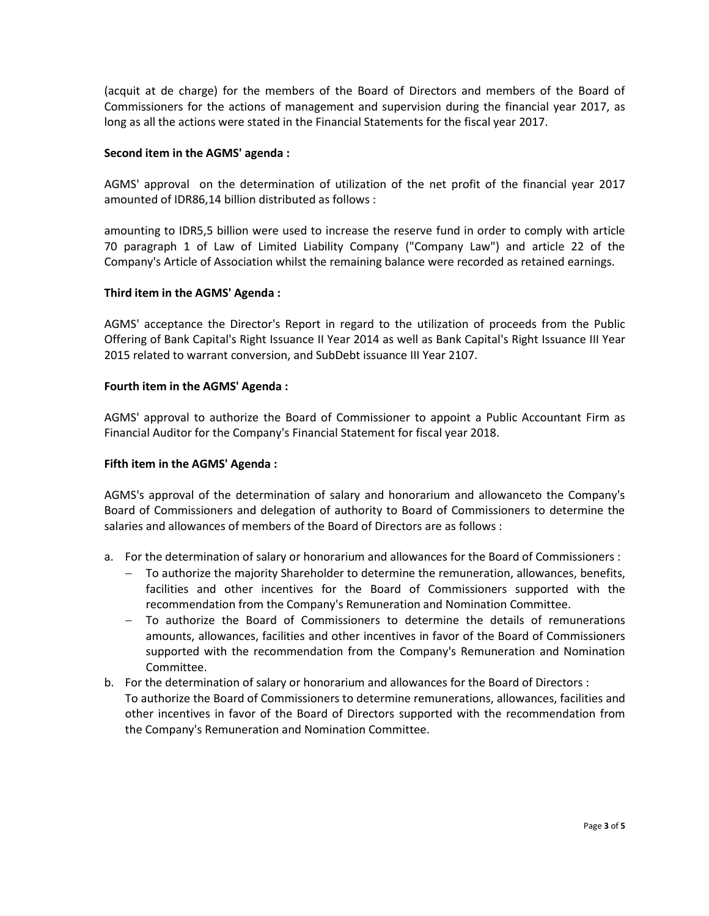(acquit at de charge) for the members of the Board of Directors and members of the Board of Commissioners for the actions of management and supervision during the financial year 2017, as long as all the actions were stated in the Financial Statements for the fiscal year 2017.

**Second item in the AGMS' agenda :**

AGMS' approval on the determination of utilization of the net profit of the financial year 2017 amounted of IDR86,14 billion distributed as follows :

amounting to IDR5,5 billion were used to increase the reserve fund in order to comply with article 70 paragraph 1 of Law of Limited Liability Company ("Company Law") and article 22 of the Company's Article of Association whilst the remaining balance were recorded as retained earnings.

**Third item in the AGMS' Agenda :**

AGMS' acceptance the Director's Report in regard to the utilization of proceeds from the Public Offering of Bank Capital's Right Issuance II Year 2014 as well as Bank Capital's Right Issuance III Year 2015 related to warrant conversion, and SubDebt issuance III Year 2107.

**Fourth item in the AGMS' Agenda :**

AGMS' approval to authorize the Board of Commissioner to appoint a Public Accountant Firm as Financial Auditor for the Company's Financial Statement for fiscal year 2018.

**Fifth item in the AGMS' Agenda :**

AGMS's approval of the determination of salary and honorarium and allowanceto the Company's Board of Commissioners and delegation of authority to Board of Commissioners to determine the salaries and allowances of members of the Board of Directors are as follows :

a. For the determination of salary or honorarium and allowances for the Board of Commissioners :
   - To authorize the majority Shareholder to determine the remuneration, allowances, benefits, facilities and other incentives for the Board of Commissioners supported with the recommendation from the Company's Remuneration and Nomination Committee.
   - To authorize the Board of Commissioners to determine the details of remunerations amounts, allowances, facilities and other incentives in favor of the Board of Commissioners supported with the recommendation from the Company's Remuneration and Nomination Committee.
b. For the determination of salary or honorarium and allowances for the Board of Directors :
   To authorize the Board of Commissioners to determine remunerations, allowances, facilities and other incentives in favor of the Board of Directors supported with the recommendation from the Company's Remuneration and Nomination Committee.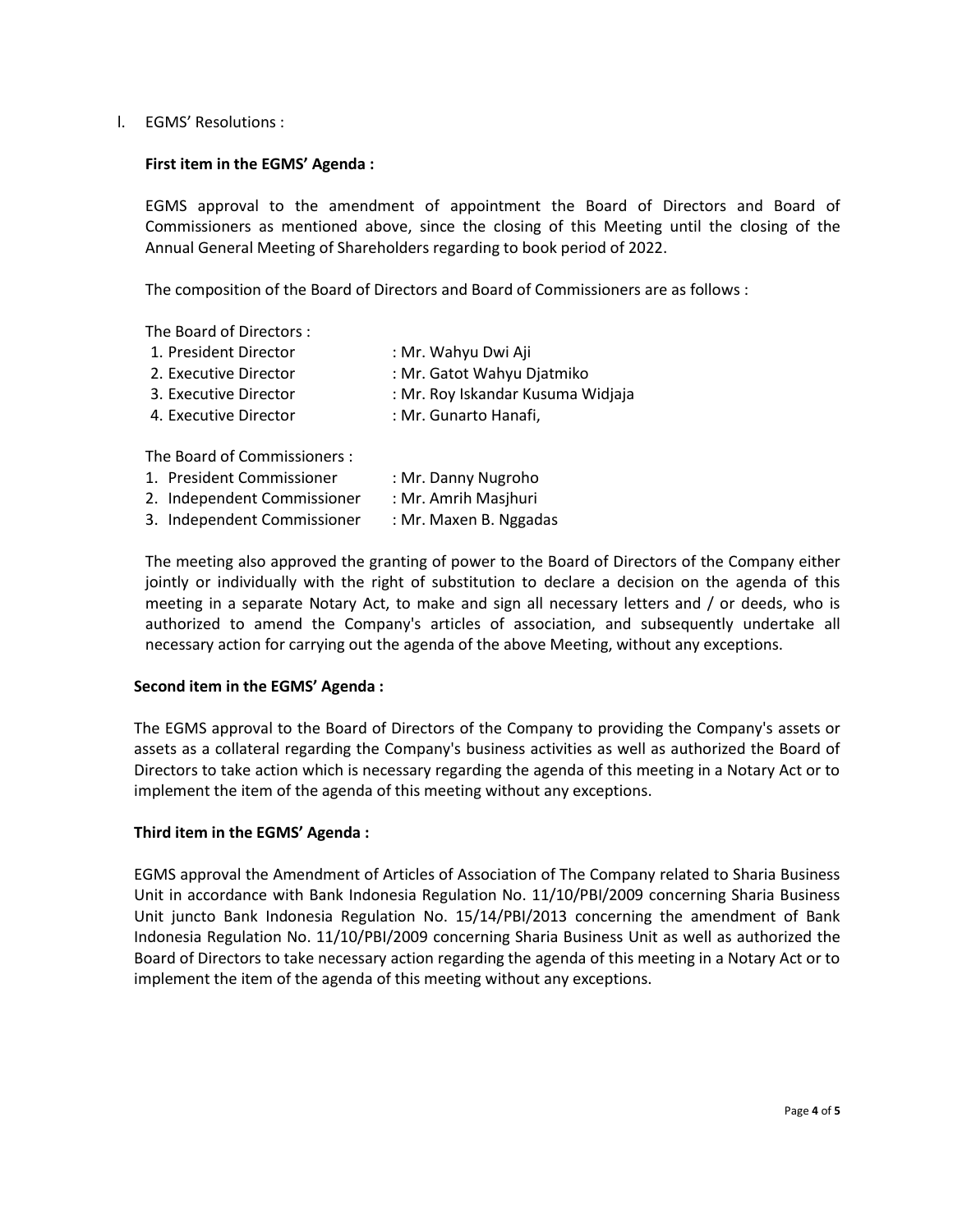I. EGMS' Resolutions :

**First item in the EGMS' Agenda :**

EGMS approval to the amendment of appointment the Board of Directors and Board of Commissioners as mentioned above, since the closing of this Meeting until the closing of the Annual General Meeting of Shareholders regarding to book period of 2022.

The composition of the Board of Directors and Board of Commissioners are as follows :

The Board of Directors :

1. President Director : Mr. Wahyu Dwi Aji
2. Executive Director : Mr. Gatot Wahyu Djatmiko
3. Executive Director : Mr. Roy Iskandar Kusuma Widjaja
4. Executive Director : Mr. Gunarto Hanafi,

The Board of Commissioners :

1. President Commissioner : Mr. Danny Nugroho
2. Independent Commissioner : Mr. Amrih Masjhuri
3. Independent Commissioner : Mr. Maxen B. Nggadas

The meeting also approved the granting of power to the Board of Directors of the Company either jointly or individually with the right of substitution to declare a decision on the agenda of this meeting in a separate Notary Act, to make and sign all necessary letters and / or deeds, who is authorized to amend the Company's articles of association, and subsequently undertake all necessary action for carrying out the agenda of the above Meeting, without any exceptions.

**Second item in the EGMS' Agenda :**

The EGMS approval to the Board of Directors of the Company to providing the Company's assets or assets as a collateral regarding the Company's business activities as well as authorized the Board of Directors to take action which is necessary regarding the agenda of this meeting in a Notary Act or to implement the item of the agenda of this meeting without any exceptions.

**Third item in the EGMS' Agenda :**

EGMS approval the Amendment of Articles of Association of The Company related to Sharia Business Unit in accordance with Bank Indonesia Regulation No. 11/10/PBI/2009 concerning Sharia Business Unit juncto Bank Indonesia Regulation No. 15/14/PBI/2013 concerning the amendment of Bank Indonesia Regulation No. 11/10/PBI/2009 concerning Sharia Business Unit as well as authorized the Board of Directors to take necessary action regarding the agenda of this meeting in a Notary Act or to implement the item of the agenda of this meeting without any exceptions.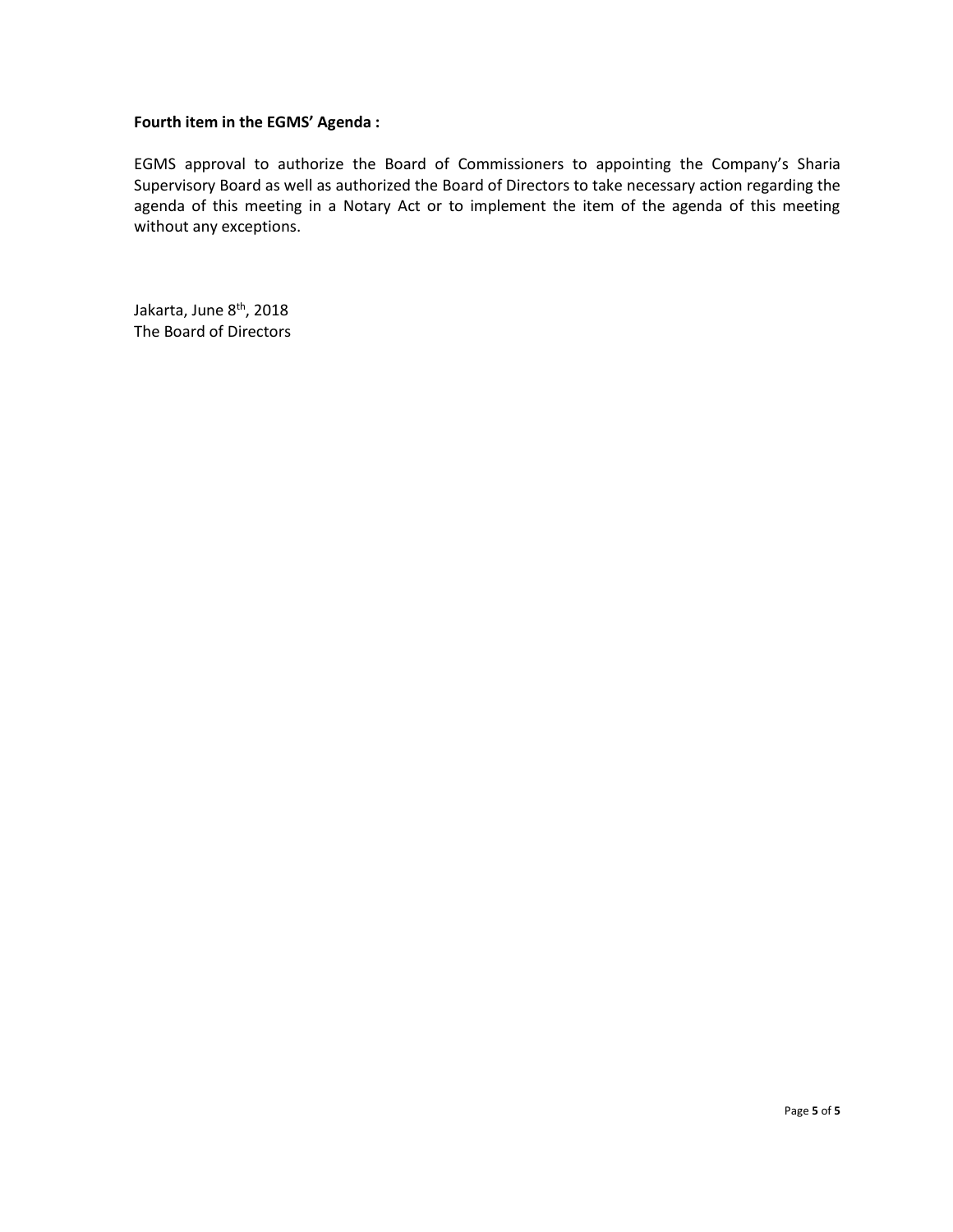**Fourth item in the EGMS' Agenda :**

EGMS approval to authorize the Board of Commissioners to appointing the Company's Sharia Supervisory Board as well as authorized the Board of Directors to take necessary action regarding the agenda of this meeting in a Notary Act or to implement the item of the agenda of this meeting without any exceptions.

Jakarta, June 8th, 2018
The Board of Directors